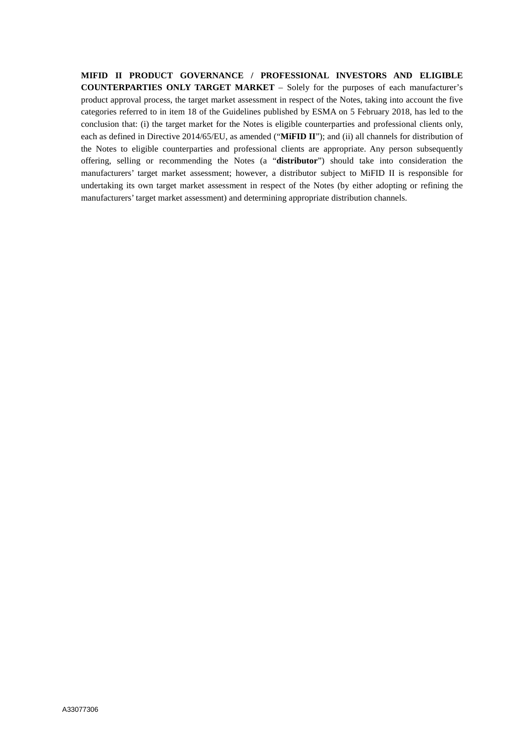**MIFID II PRODUCT GOVERNANCE / PROFESSIONAL INVESTORS AND ELIGIBLE COUNTERPARTIES ONLY TARGET MARKET** – Solely for the purposes of each manufacturer's product approval process, the target market assessment in respect of the Notes, taking into account the five categories referred to in item 18 of the Guidelines published by ESMA on 5 February 2018, has led to the conclusion that: (i) the target market for the Notes is eligible counterparties and professional clients only, each as defined in Directive 2014/65/EU, as amended ("**MiFID II**"); and (ii) all channels for distribution of the Notes to eligible counterparties and professional clients are appropriate. Any person subsequently offering, selling or recommending the Notes (a "**distributor**") should take into consideration the manufacturers' target market assessment; however, a distributor subject to MiFID II is responsible for undertaking its own target market assessment in respect of the Notes (by either adopting or refining the manufacturers' target market assessment) and determining appropriate distribution channels.

A33077306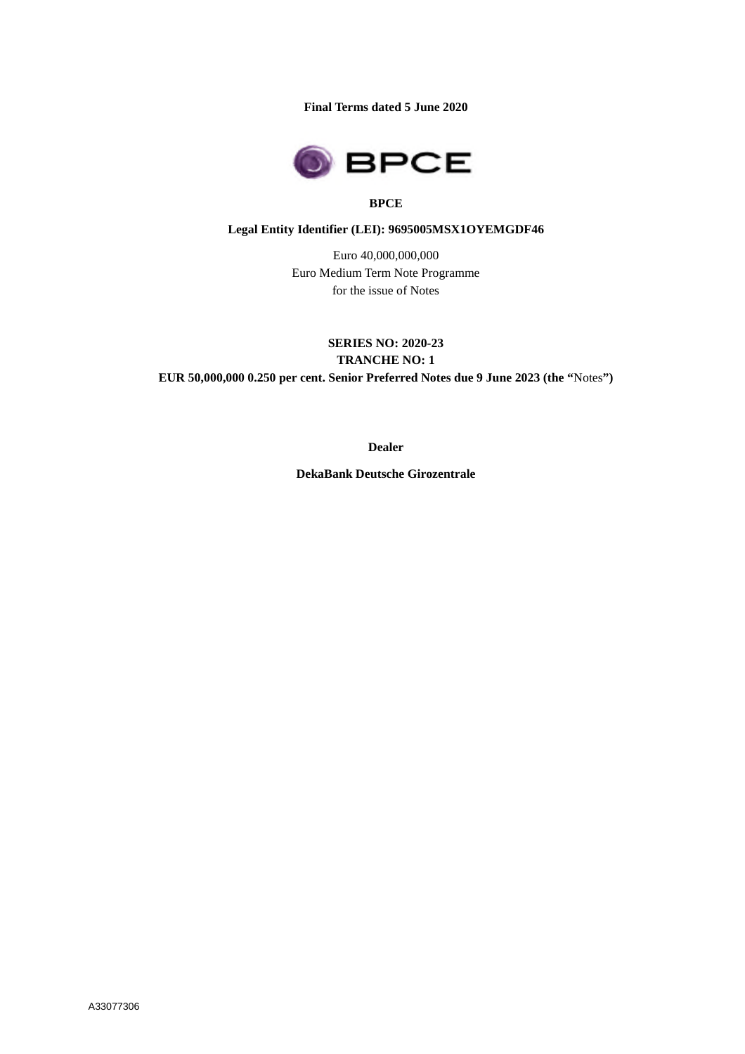**Final Terms dated 5 June 2020**

**BPCE**

**Legal Entity Identifier (LEI): 9695005MSX1OYEMGDF46**

Euro 40,000,000,000
Euro Medium Term Note Programme
for the issue of Notes

**SERIES NO: 2020-23**
**TRANCHE NO: 1**
**EUR 50,000,000 0.250 per cent. Senior Preferred Notes due 9 June 2023 (the "**Notes**")**

**Dealer**

**DekaBank Deutsche Girozentrale**

A33077306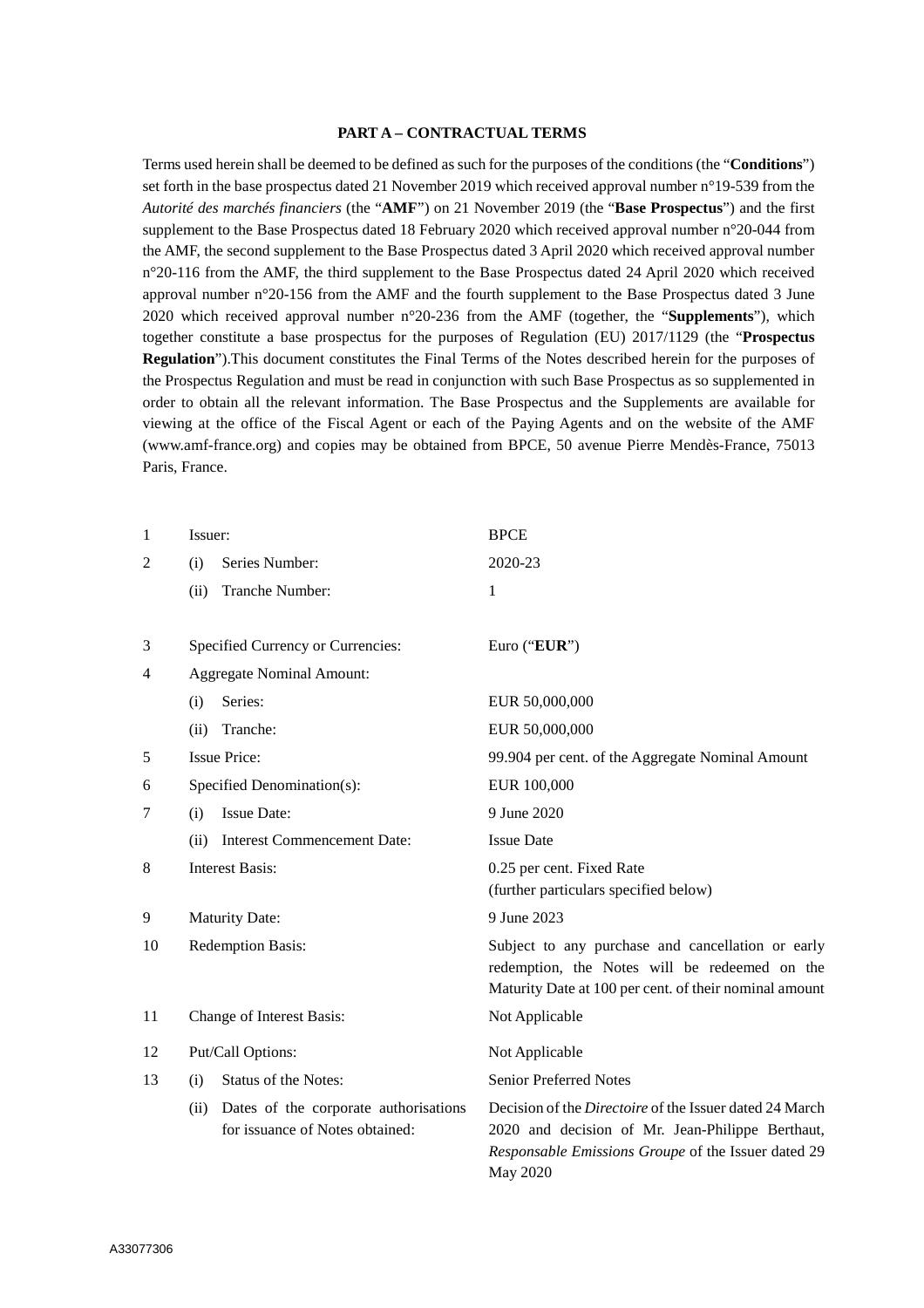**PART A – CONTRACTUAL TERMS**

Terms used herein shall be deemed to be defined as such for the purposes of the conditions (the "**Conditions**") set forth in the base prospectus dated 21 November 2019 which received approval number n°19-539 from the *Autorité des marchés financiers* (the "**AMF**") on 21 November 2019 (the "**Base Prospectus**") and the first supplement to the Base Prospectus dated 18 February 2020 which received approval number n°20-044 from the AMF, the second supplement to the Base Prospectus dated 3 April 2020 which received approval number n°20-116 from the AMF, the third supplement to the Base Prospectus dated 24 April 2020 which received approval number n°20-156 from the AMF and the fourth supplement to the Base Prospectus dated 3 June 2020 which received approval number n°20-236 from the AMF (together, the "**Supplements**"), which together constitute a base prospectus for the purposes of Regulation (EU) 2017/1129 (the "**Prospectus Regulation**").This document constitutes the Final Terms of the Notes described herein for the purposes of the Prospectus Regulation and must be read in conjunction with such Base Prospectus as so supplemented in order to obtain all the relevant information. The Base Prospectus and the Supplements are available for viewing at the office of the Fiscal Agent or each of the Paying Agents and on the website of the AMF (www.amf-france.org) and copies may be obtained from BPCE, 50 avenue Pierre Mendès-France, 75013 Paris, France.

| | | |
|---|---|---|
| 1 | Issuer: | BPCE |
| 2 | (i) Series Number: | 2020-23 |
| | (ii) Tranche Number: | 1 |
| 3 | Specified Currency or Currencies: | Euro ("**EUR**") |
| 4 | Aggregate Nominal Amount: | |
| | (i) Series: | EUR 50,000,000 |
| | (ii) Tranche: | EUR 50,000,000 |
| 5 | Issue Price: | 99.904 per cent. of the Aggregate Nominal Amount |
| 6 | Specified Denomination(s): | EUR 100,000 |
| 7 | (i) Issue Date: | 9 June 2020 |
| | (ii) Interest Commencement Date: | Issue Date |
| 8 | Interest Basis: | 0.25 per cent. Fixed Rate (further particulars specified below) |
| 9 | Maturity Date: | 9 June 2023 |
| 10 | Redemption Basis: | Subject to any purchase and cancellation or early redemption, the Notes will be redeemed on the Maturity Date at 100 per cent. of their nominal amount |
| 11 | Change of Interest Basis: | Not Applicable |
| 12 | Put/Call Options: | Not Applicable |
| 13 | (i) Status of the Notes: | Senior Preferred Notes |
| | (ii) Dates of the corporate authorisations for issuance of Notes obtained: | Decision of the *Directoire* of the Issuer dated 24 March 2020 and decision of Mr. Jean-Philippe Berthaut, *Responsable Emissions Groupe* of the Issuer dated 29 May 2020 |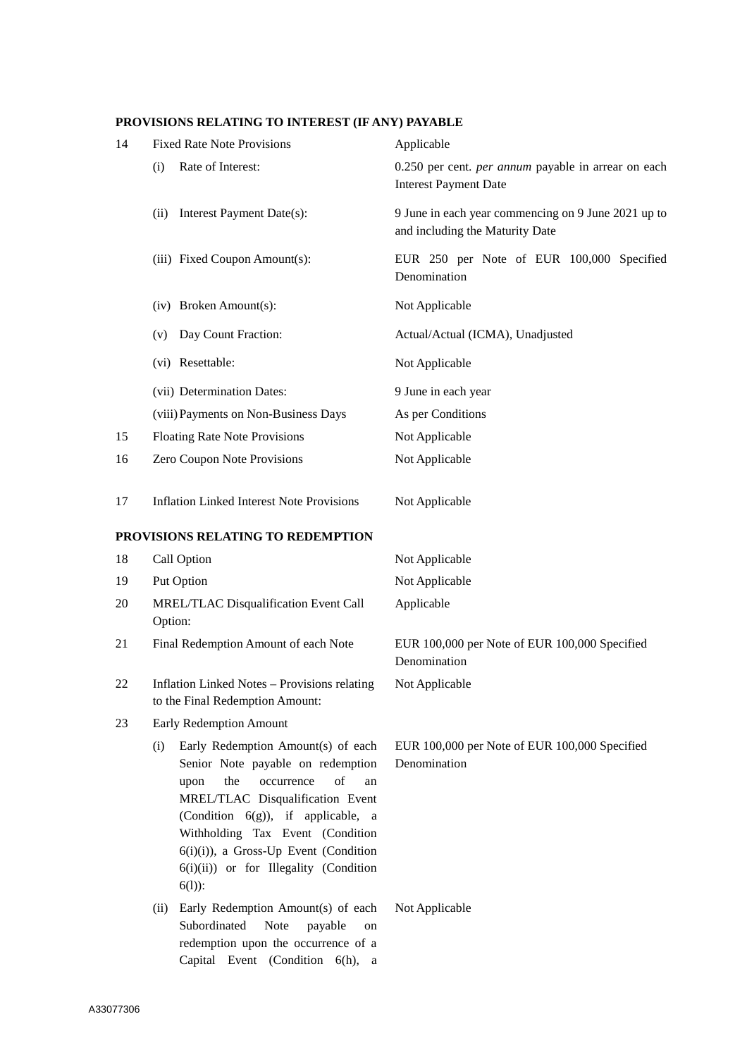**PROVISIONS RELATING TO INTEREST (IF ANY) PAYABLE**

| | | |
|---|---|---|
| 14 | Fixed Rate Note Provisions | Applicable |
| | (i) Rate of Interest: | 0.250 per cent. *per annum* payable in arrear on each Interest Payment Date |
| | (ii) Interest Payment Date(s): | 9 June in each year commencing on 9 June 2021 up to and including the Maturity Date |
| | (iii) Fixed Coupon Amount(s): | EUR 250 per Note of EUR 100,000 Specified Denomination |
| | (iv) Broken Amount(s): | Not Applicable |
| | (v) Day Count Fraction: | Actual/Actual (ICMA), Unadjusted |
| | (vi) Resettable: | Not Applicable |
| | (vii) Determination Dates: | 9 June in each year |
| | (viii) Payments on Non-Business Days | As per Conditions |
| 15 | Floating Rate Note Provisions | Not Applicable |
| 16 | Zero Coupon Note Provisions | Not Applicable |
| 17 | Inflation Linked Interest Note Provisions | Not Applicable |

**PROVISIONS RELATING TO REDEMPTION**

| | | |
|---|---|---|
| 18 | Call Option | Not Applicable |
| 19 | Put Option | Not Applicable |
| 20 | MREL/TLAC Disqualification Event Call Option: | Applicable |
| 21 | Final Redemption Amount of each Note | EUR 100,000 per Note of EUR 100,000 Specified Denomination |
| 22 | Inflation Linked Notes – Provisions relating to the Final Redemption Amount: | Not Applicable |
| 23 | Early Redemption Amount | |
| | (i) Early Redemption Amount(s) of each Senior Note payable on redemption upon the occurrence of an MREL/TLAC Disqualification Event (Condition 6(g)), if applicable, a Withholding Tax Event (Condition 6(i)(i)), a Gross-Up Event (Condition 6(i)(ii)) or for Illegality (Condition 6(l)): | EUR 100,000 per Note of EUR 100,000 Specified Denomination |
| | (ii) Early Redemption Amount(s) of each Subordinated Note payable on redemption upon the occurrence of a Capital Event (Condition 6(h), a | Not Applicable |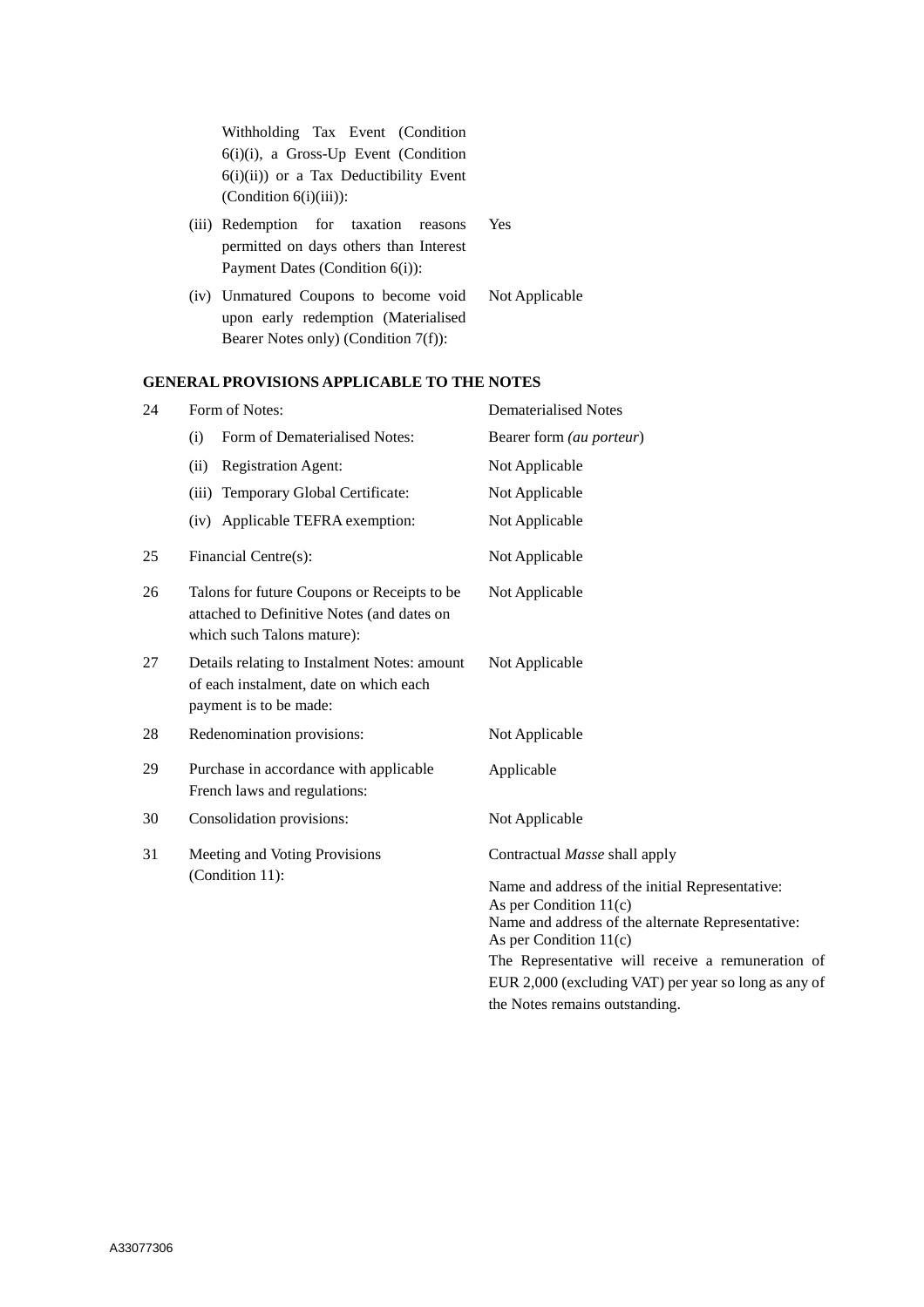| | | |
|---|---|---|
| | Withholding Tax Event (Condition 6(i)(i), a Gross-Up Event (Condition 6(i)(ii)) or a Tax Deductibility Event (Condition 6(i)(iii)): | |
| | (iii) Redemption for taxation reasons permitted on days others than Interest Payment Dates (Condition 6(i)): | Yes |
| | (iv) Unmatured Coupons to become void upon early redemption (Materialised Bearer Notes only) (Condition 7(f)): | Not Applicable |

**GENERAL PROVISIONS APPLICABLE TO THE NOTES**

| | | |
|---|---|---|
| 24 | Form of Notes: | Dematerialised Notes |
| | (i) Form of Dematerialised Notes: | Bearer form *(au porteur)* |
| | (ii) Registration Agent: | Not Applicable |
| | (iii) Temporary Global Certificate: | Not Applicable |
| | (iv) Applicable TEFRA exemption: | Not Applicable |
| 25 | Financial Centre(s): | Not Applicable |
| 26 | Talons for future Coupons or Receipts to be attached to Definitive Notes (and dates on which such Talons mature): | Not Applicable |
| 27 | Details relating to Instalment Notes: amount of each instalment, date on which each payment is to be made: | Not Applicable |
| 28 | Redenomination provisions: | Not Applicable |
| 29 | Purchase in accordance with applicable French laws and regulations: | Applicable |
| 30 | Consolidation provisions: | Not Applicable |
| 31 | Meeting and Voting Provisions (Condition 11): | Contractual *Masse* shall apply<br><br>Name and address of the initial Representative: As per Condition 11(c)<br>Name and address of the alternate Representative: As per Condition 11(c)<br>The Representative will receive a remuneration of EUR 2,000 (excluding VAT) per year so long as any of the Notes remains outstanding. |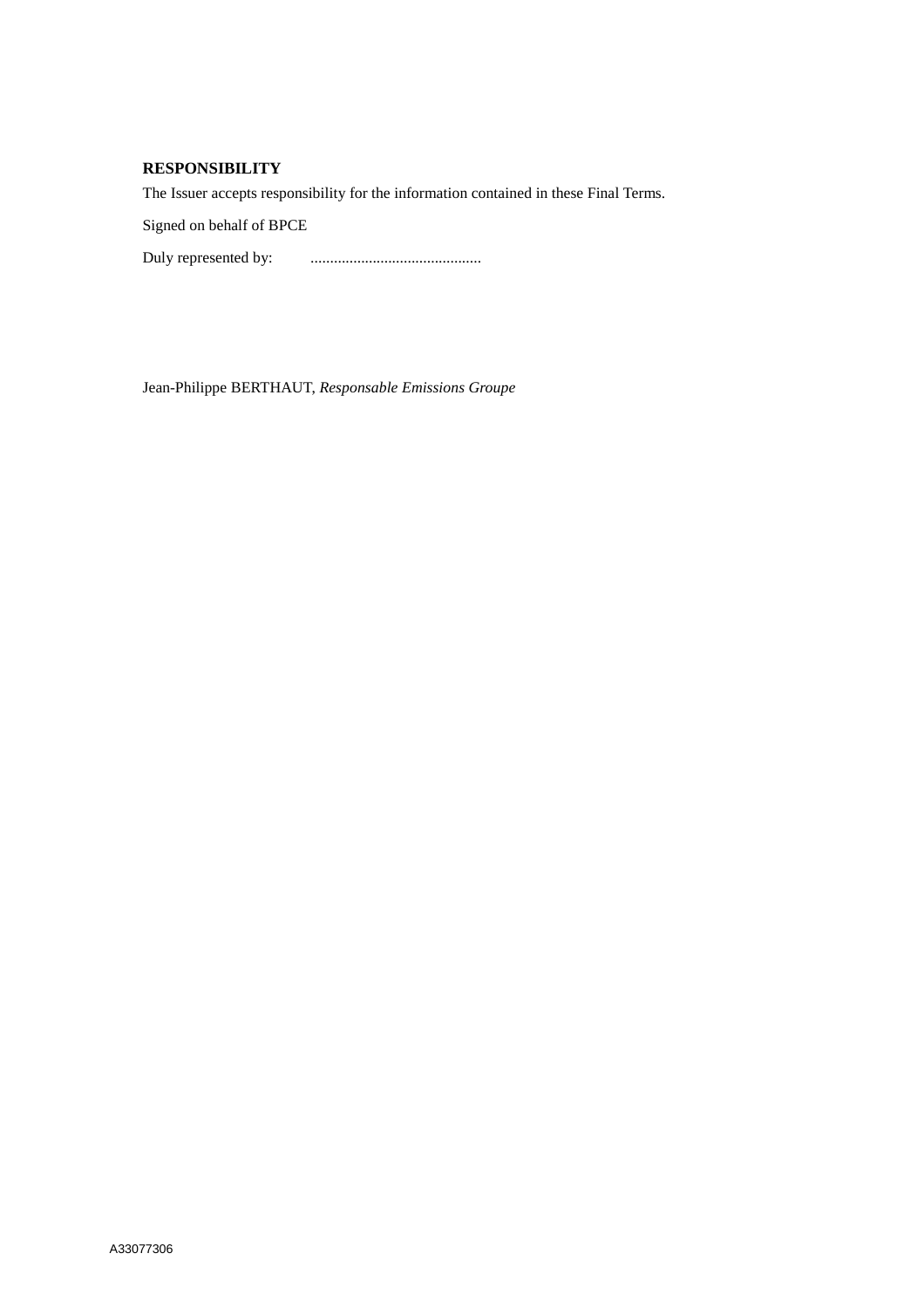**RESPONSIBILITY**

The Issuer accepts responsibility for the information contained in these Final Terms.

Signed on behalf of BPCE

Duly represented by: ............................................

Jean-Philippe BERTHAUT, *Responsable Emissions Groupe*

A33077306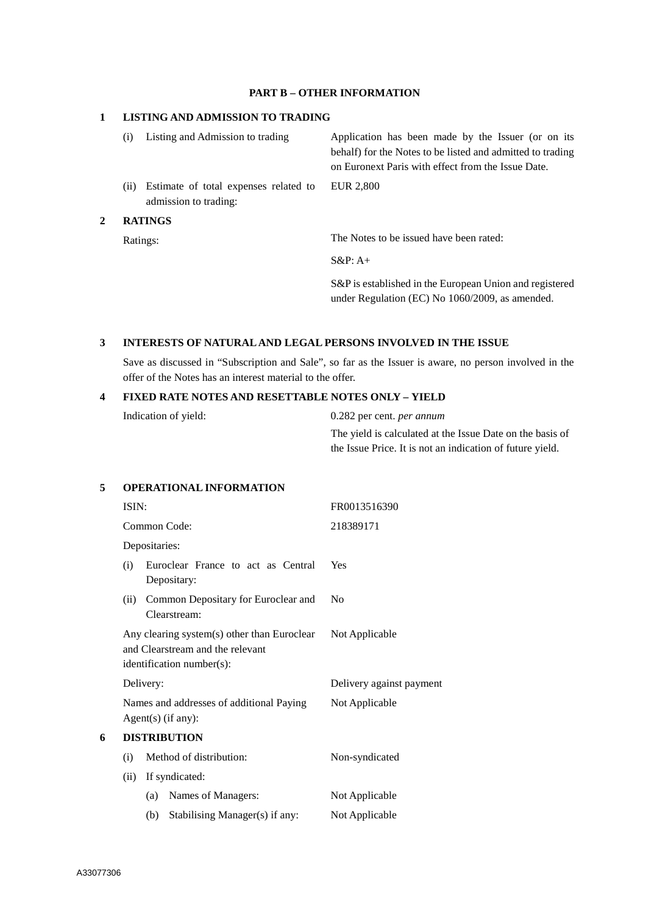## PART B – OTHER INFORMATION

### 1 LISTING AND ADMISSION TO TRADING

| | |
|---|---|
| (i) Listing and Admission to trading | Application has been made by the Issuer (or on its behalf) for the Notes to be listed and admitted to trading on Euronext Paris with effect from the Issue Date. |
| (ii) Estimate of total expenses related to admission to trading: | EUR 2,800 |

### 2 RATINGS

| | |
|---|---|
| Ratings: | The Notes to be issued have been rated: |
| | S&P: A+ |
| | S&P is established in the European Union and registered under Regulation (EC) No 1060/2009, as amended. |

### 3 INTERESTS OF NATURAL AND LEGAL PERSONS INVOLVED IN THE ISSUE

Save as discussed in "Subscription and Sale", so far as the Issuer is aware, no person involved in the offer of the Notes has an interest material to the offer.

### 4 FIXED RATE NOTES AND RESETTABLE NOTES ONLY – YIELD

| | |
|---|---|
| Indication of yield: | 0.282 per cent. *per annum* |
| | The yield is calculated at the Issue Date on the basis of the Issue Price. It is not an indication of future yield. |

### 5 OPERATIONAL INFORMATION

| | |
|---|---|
| ISIN: | FR0013516390 |
| Common Code: | 218389171 |
| Depositaries: | |
| (i) Euroclear France to act as Central Depositary: | Yes |
| (ii) Common Depositary for Euroclear and Clearstream: | No |
| Any clearing system(s) other than Euroclear and Clearstream and the relevant identification number(s): | Not Applicable |
| Delivery: | Delivery against payment |
| Names and addresses of additional Paying Agent(s) (if any): | Not Applicable |

### 6 DISTRIBUTION

| | |
|---|---|
| (i) Method of distribution: | Non-syndicated |
| (ii) If syndicated: | |
| (a) Names of Managers: | Not Applicable |
| (b) Stabilising Manager(s) if any: | Not Applicable |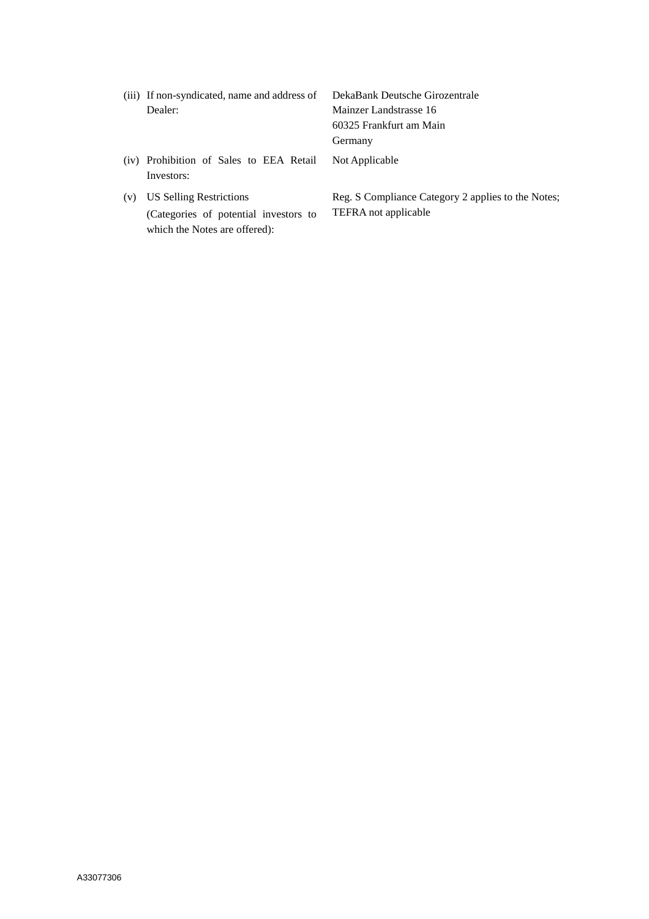| | |
|---|---|
| (iii) If non-syndicated, name and address of Dealer: | DekaBank Deutsche Girozentrale<br>Mainzer Landstrasse 16<br>60325 Frankfurt am Main<br>Germany |
| (iv) Prohibition of Sales to EEA Retail Investors: | Not Applicable |
| (v) US Selling Restrictions<br>(Categories of potential investors to which the Notes are offered): | Reg. S Compliance Category 2 applies to the Notes; TEFRA not applicable |

A33077306